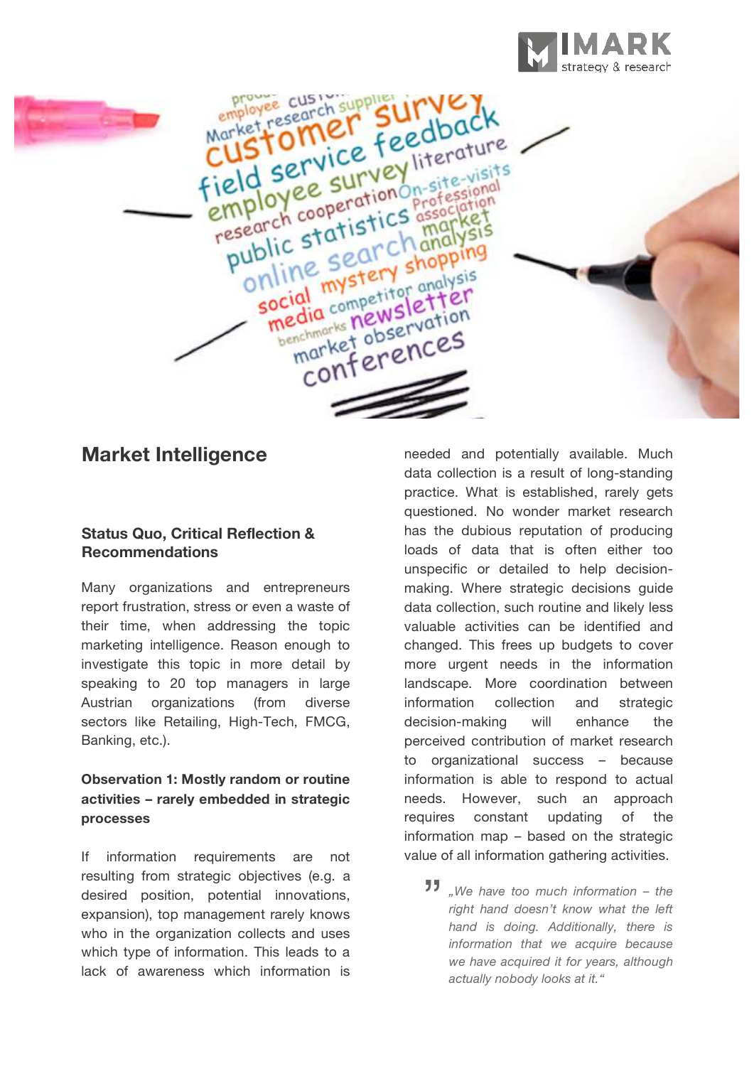# Market Intelligence

## Status Quo, Critical Reflection & Recommendations

Many organizations and entrepreneurs report frustration, stress or even a waste of their time, when addressing the topic marketing intelligence. Reason enough to investigate this topic in more detail by speaking to 20 top managers in large Austrian organizations (from diverse sectors like Retailing, High-Tech, FMCG, Banking, etc.).

### Observation 1: Mostly random or routine activities – rarely embedded in strategic processes

If information requirements are not resulting from strategic objectives (e.g. a desired position, potential innovations, expansion), top management rarely knows who in the organization collects and uses which type of information. This leads to a lack of awareness which information is needed and potentially available. Much data collection is a result of long-standing practice. What is established, rarely gets questioned. No wonder market research has the dubious reputation of producing loads of data that is often either too unspecific or detailed to help decision-making. Where strategic decisions guide data collection, such routine and likely less valuable activities can be identified and changed. This frees up budgets to cover more urgent needs in the information landscape. More coordination between information collection and strategic decision-making will enhance the perceived contribution of market research to organizational success – because information is able to respond to actual needs. However, such an approach requires constant updating of the information map – based on the strategic value of all information gathering activities.

> *„We have too much information – the right hand doesn't know what the left hand is doing. Additionally, there is information that we acquire because we have acquired it for years, although actually nobody looks at it."*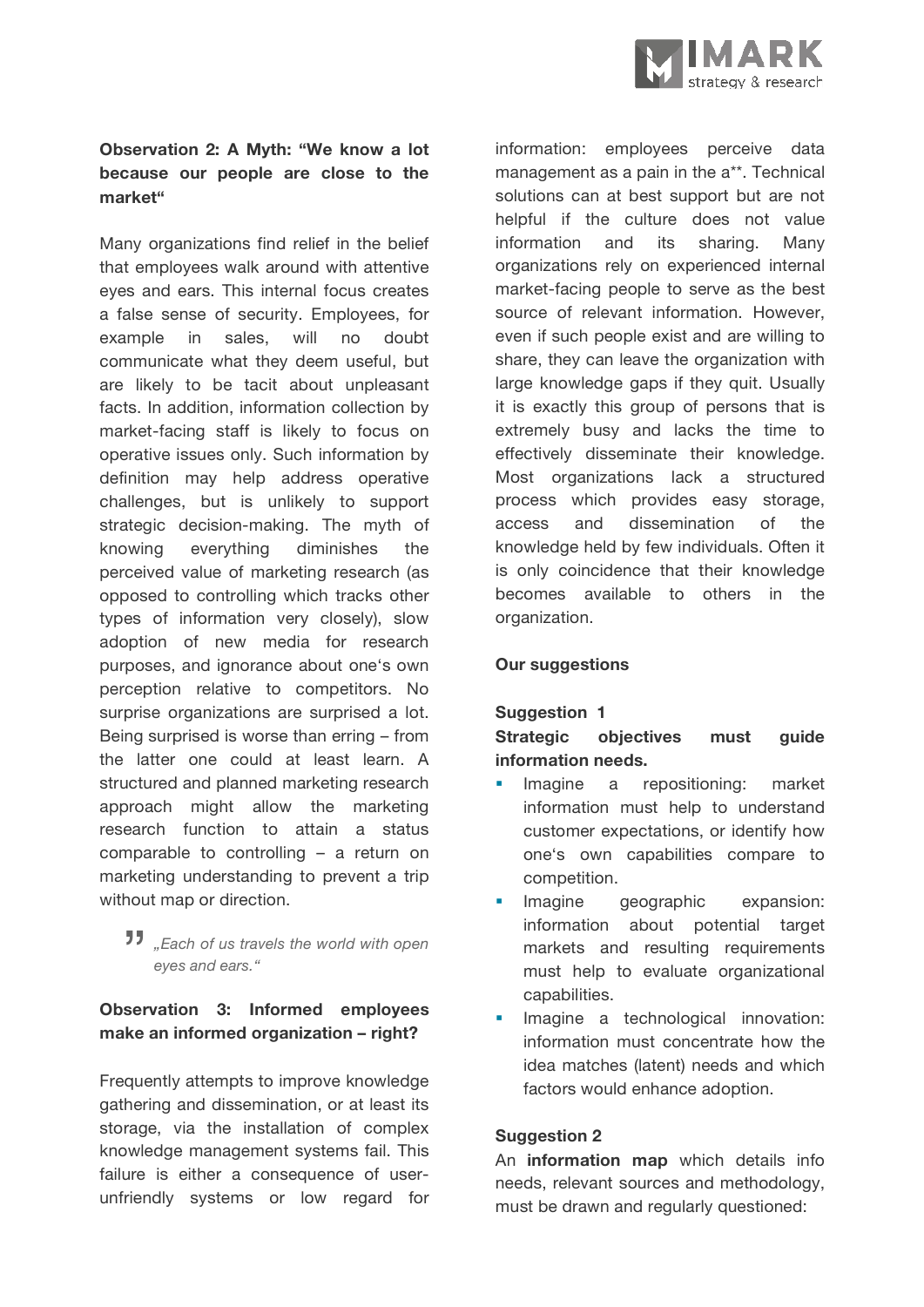**Observation 2: A Myth: "We know a lot because our people are close to the market"**

Many organizations find relief in the belief that employees walk around with attentive eyes and ears. This internal focus creates a false sense of security. Employees, for example in sales, will no doubt communicate what they deem useful, but are likely to be tacit about unpleasant facts. In addition, information collection by market-facing staff is likely to focus on operative issues only. Such information by definition may help address operative challenges, but is unlikely to support strategic decision-making. The myth of knowing everything diminishes the perceived value of marketing research (as opposed to controlling which tracks other types of information very closely), slow adoption of new media for research purposes, and ignorance about one's own perception relative to competitors. No surprise organizations are surprised a lot. Being surprised is worse than erring – from the latter one could at least learn. A structured and planned marketing research approach might allow the marketing research function to attain a status comparable to controlling – a return on marketing understanding to prevent a trip without map or direction.

> *„Each of us travels the world with open eyes and ears."*

**Observation 3: Informed employees make an informed organization – right?**

Frequently attempts to improve knowledge gathering and dissemination, or at least its storage, via the installation of complex knowledge management systems fail. This failure is either a consequence of user-unfriendly systems or low regard for information: employees perceive data management as a pain in the a**. Technical solutions can at best support but are not helpful if the culture does not value information and its sharing. Many organizations rely on experienced internal market-facing people to serve as the best source of relevant information. However, even if such people exist and are willing to share, they can leave the organization with large knowledge gaps if they quit. Usually it is exactly this group of persons that is extremely busy and lacks the time to effectively disseminate their knowledge. Most organizations lack a structured process which provides easy storage, access and dissemination of the knowledge held by few individuals. Often it is only coincidence that their knowledge becomes available to others in the organization.

**Our suggestions**

**Suggestion 1**

**Strategic objectives must guide information needs.**

- Imagine a repositioning: market information must help to understand customer expectations, or identify how one's own capabilities compare to competition.
- Imagine geographic expansion: information about potential target markets and resulting requirements must help to evaluate organizational capabilities.
- Imagine a technological innovation: information must concentrate how the idea matches (latent) needs and which factors would enhance adoption.

**Suggestion 2**

An **information map** which details info needs, relevant sources and methodology, must be drawn and regularly questioned: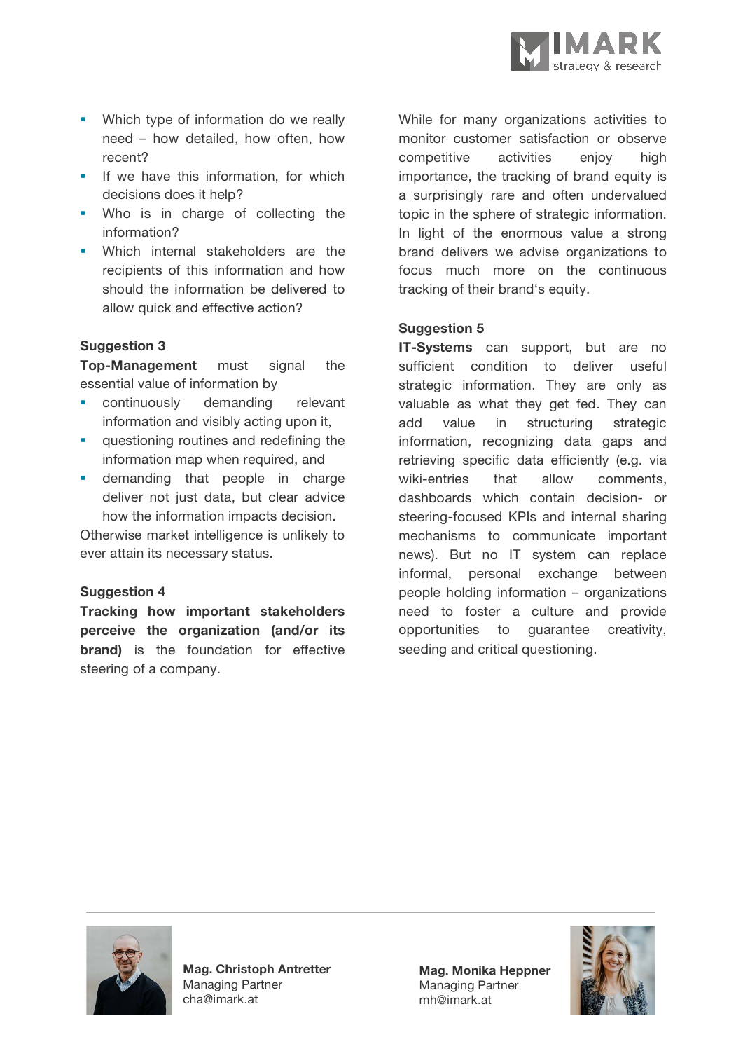- Which type of information do we really need – how detailed, how often, how recent?
- If we have this information, for which decisions does it help?
- Who is in charge of collecting the information?
- Which internal stakeholders are the recipients of this information and how should the information be delivered to allow quick and effective action?

**Suggestion 3**

**Top-Management** must signal the essential value of information by

- continuously demanding relevant information and visibly acting upon it,
- questioning routines and redefining the information map when required, and
- demanding that people in charge deliver not just data, but clear advice how the information impacts decision.

Otherwise market intelligence is unlikely to ever attain its necessary status.

**Suggestion 4**

**Tracking how important stakeholders perceive the organization (and/or its brand)** is the foundation for effective steering of a company.

While for many organizations activities to monitor customer satisfaction or observe competitive activities enjoy high importance, the tracking of brand equity is a surprisingly rare and often undervalued topic in the sphere of strategic information. In light of the enormous value a strong brand delivers we advise organizations to focus much more on the continuous tracking of their brand's equity.

**Suggestion 5**

**IT-Systems** can support, but are no sufficient condition to deliver useful strategic information. They are only as valuable as what they get fed. They can add value in structuring strategic information, recognizing data gaps and retrieving specific data efficiently (e.g. via wiki-entries that allow comments, dashboards which contain decision- or steering-focused KPIs and internal sharing mechanisms to communicate important news). But no IT system can replace informal, personal exchange between people holding information – organizations need to foster a culture and provide opportunities to guarantee creativity, seeding and critical questioning.

---

**Mag. Christoph Antretter**
Managing Partner
cha@imark.at

**Mag. Monika Heppner**
Managing Partner
mh@imark.at